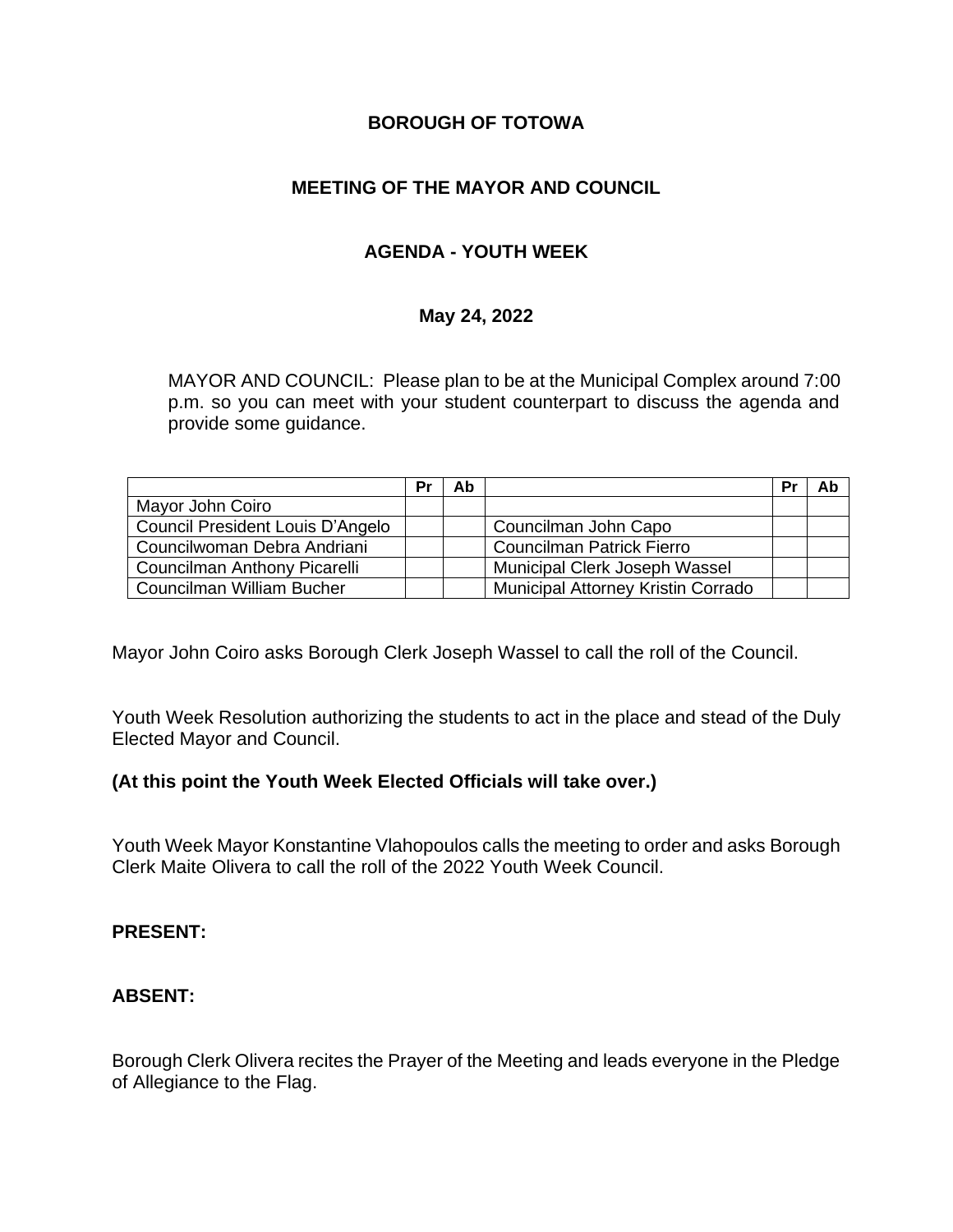**BOROUGH OF TOTOWA**

**MEETING OF THE MAYOR AND COUNCIL**

**AGENDA - YOUTH WEEK**

**May 24, 2022**

MAYOR AND COUNCIL: Please plan to be at the Municipal Complex around 7:00 p.m. so you can meet with your student counterpart to discuss the agenda and provide some guidance.

| | Pr | Ab | | Pr | Ab |
|---|---|---|---|---|---|
| Mayor John Coiro | | | | | |
| Council President Louis D'Angelo | | | Councilman John Capo | | |
| Councilwoman Debra Andriani | | | Councilman Patrick Fierro | | |
| Councilman Anthony Picarelli | | | Municipal Clerk Joseph Wassel | | |
| Councilman William Bucher | | | Municipal Attorney Kristin Corrado | | |

Mayor John Coiro asks Borough Clerk Joseph Wassel to call the roll of the Council.

Youth Week Resolution authorizing the students to act in the place and stead of the Duly Elected Mayor and Council.

**(At this point the Youth Week Elected Officials will take over.)**

Youth Week Mayor Konstantine Vlahopoulos calls the meeting to order and asks Borough Clerk Maite Olivera to call the roll of the 2022 Youth Week Council.

**PRESENT:**

**ABSENT:**

Borough Clerk Olivera recites the Prayer of the Meeting and leads everyone in the Pledge of Allegiance to the Flag.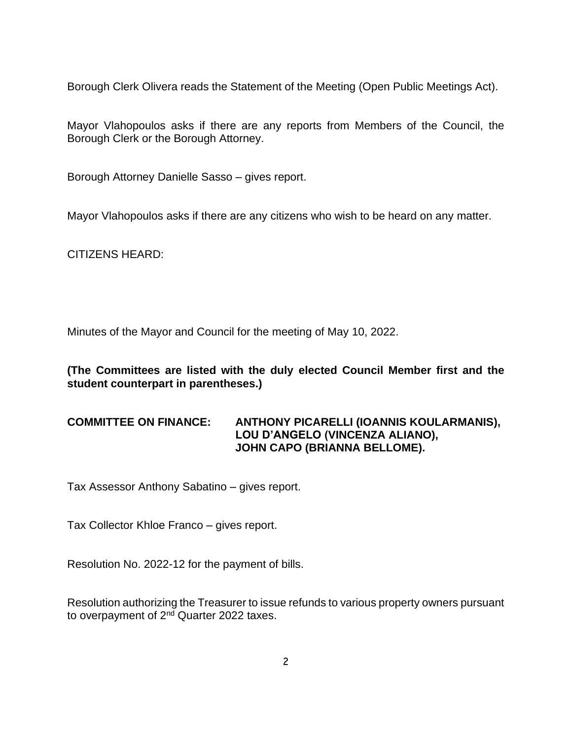Borough Clerk Olivera reads the Statement of the Meeting (Open Public Meetings Act).

Mayor Vlahopoulos asks if there are any reports from Members of the Council, the Borough Clerk or the Borough Attorney.

Borough Attorney Danielle Sasso – gives report.

Mayor Vlahopoulos asks if there are any citizens who wish to be heard on any matter.

CITIZENS HEARD:

Minutes of the Mayor and Council for the meeting of May 10, 2022.

**(The Committees are listed with the duly elected Council Member first and the student counterpart in parentheses.)**

**COMMITTEE ON FINANCE: ANTHONY PICARELLI (IOANNIS KOULARMANIS), LOU D'ANGELO (VINCENZA ALIANO), JOHN CAPO (BRIANNA BELLOME).**

Tax Assessor Anthony Sabatino – gives report.

Tax Collector Khloe Franco – gives report.

Resolution No. 2022-12 for the payment of bills.

Resolution authorizing the Treasurer to issue refunds to various property owners pursuant to overpayment of 2nd Quarter 2022 taxes.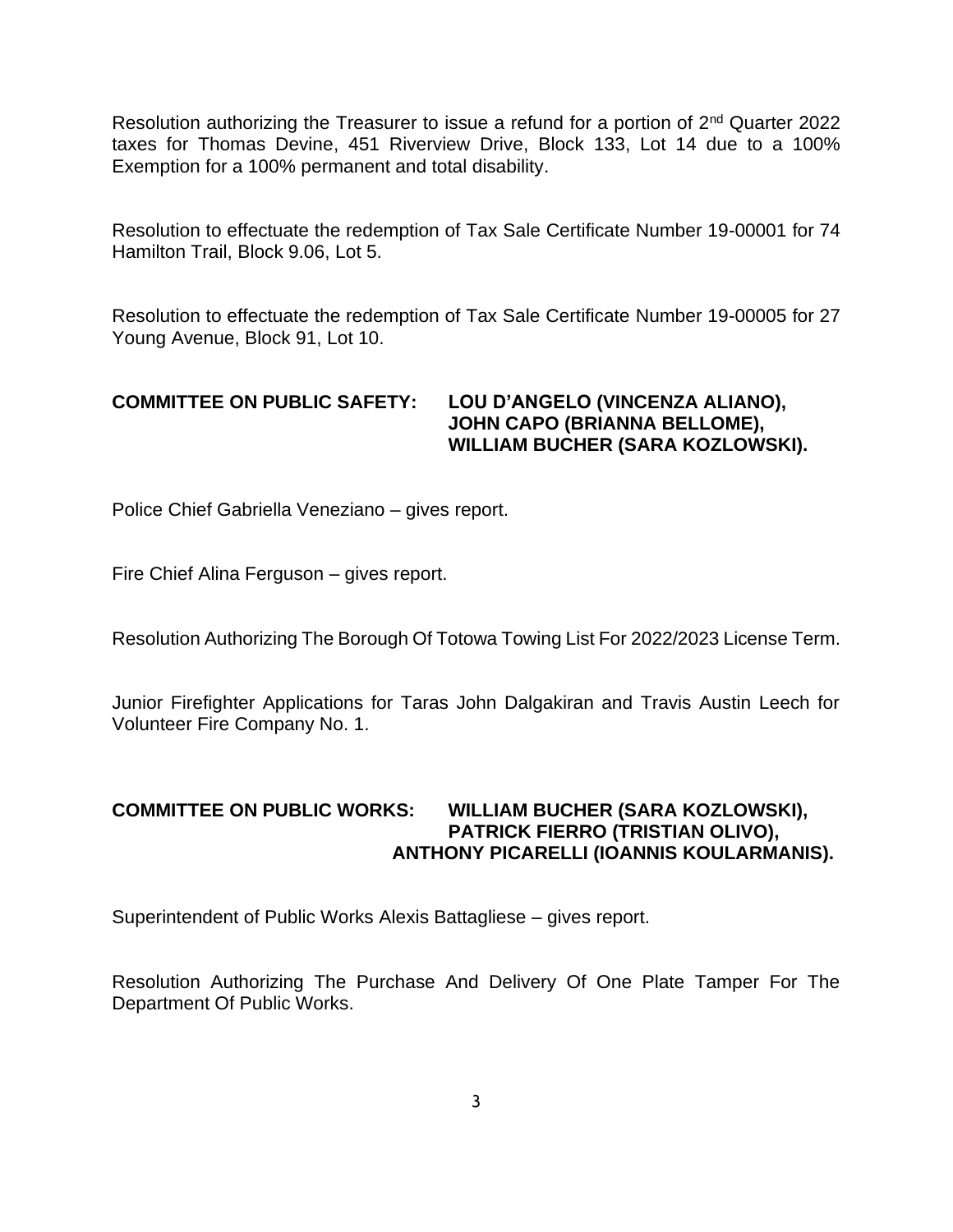Resolution authorizing the Treasurer to issue a refund for a portion of 2nd Quarter 2022 taxes for Thomas Devine, 451 Riverview Drive, Block 133, Lot 14 due to a 100% Exemption for a 100% permanent and total disability.

Resolution to effectuate the redemption of Tax Sale Certificate Number 19-00001 for 74 Hamilton Trail, Block 9.06, Lot 5.

Resolution to effectuate the redemption of Tax Sale Certificate Number 19-00005 for 27 Young Avenue, Block 91, Lot 10.

**COMMITTEE ON PUBLIC SAFETY: LOU D'ANGELO (VINCENZA ALIANO), JOHN CAPO (BRIANNA BELLOME), WILLIAM BUCHER (SARA KOZLOWSKI).**

Police Chief Gabriella Veneziano – gives report.

Fire Chief Alina Ferguson – gives report.

Resolution Authorizing The Borough Of Totowa Towing List For 2022/2023 License Term.

Junior Firefighter Applications for Taras John Dalgakiran and Travis Austin Leech for Volunteer Fire Company No. 1.

**COMMITTEE ON PUBLIC WORKS: WILLIAM BUCHER (SARA KOZLOWSKI), PATRICK FIERRO (TRISTIAN OLIVO), ANTHONY PICARELLI (IOANNIS KOULARMANIS).**

Superintendent of Public Works Alexis Battagliese – gives report.

Resolution Authorizing The Purchase And Delivery Of One Plate Tamper For The Department Of Public Works.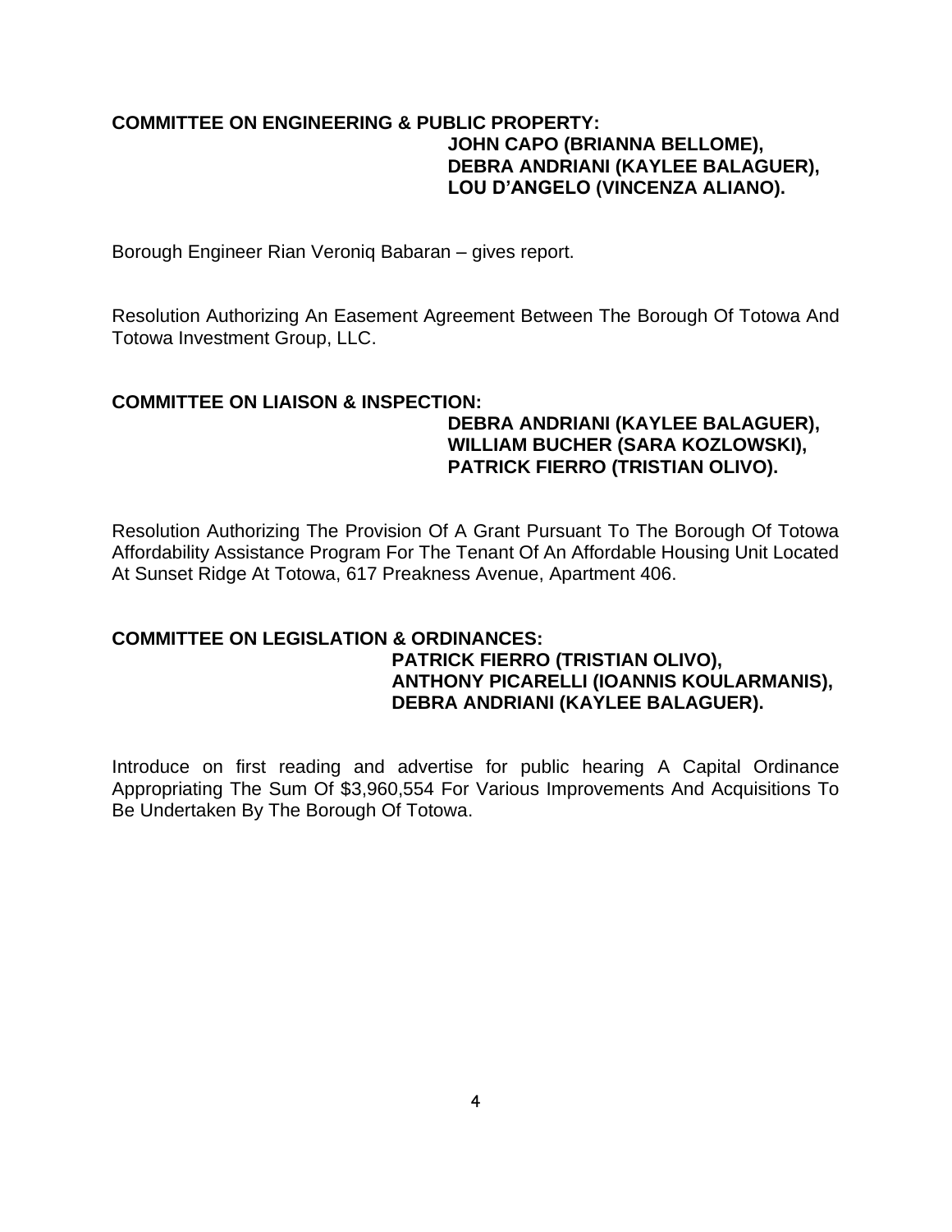**COMMITTEE ON ENGINEERING & PUBLIC PROPERTY:**
**JOHN CAPO (BRIANNA BELLOME),**
**DEBRA ANDRIANI (KAYLEE BALAGUER),**
**LOU D'ANGELO (VINCENZA ALIANO).**

Borough Engineer Rian Veroniq Babaran – gives report.

Resolution Authorizing An Easement Agreement Between The Borough Of Totowa And Totowa Investment Group, LLC.

**COMMITTEE ON LIAISON & INSPECTION:**
**DEBRA ANDRIANI (KAYLEE BALAGUER),**
**WILLIAM BUCHER (SARA KOZLOWSKI),**
**PATRICK FIERRO (TRISTIAN OLIVO).**

Resolution Authorizing The Provision Of A Grant Pursuant To The Borough Of Totowa Affordability Assistance Program For The Tenant Of An Affordable Housing Unit Located At Sunset Ridge At Totowa, 617 Preakness Avenue, Apartment 406.

**COMMITTEE ON LEGISLATION & ORDINANCES:**
**PATRICK FIERRO (TRISTIAN OLIVO),**
**ANTHONY PICARELLI (IOANNIS KOULARMANIS),**
**DEBRA ANDRIANI (KAYLEE BALAGUER).**

Introduce on first reading and advertise for public hearing A Capital Ordinance Appropriating The Sum Of $3,960,554 For Various Improvements And Acquisitions To Be Undertaken By The Borough Of Totowa.